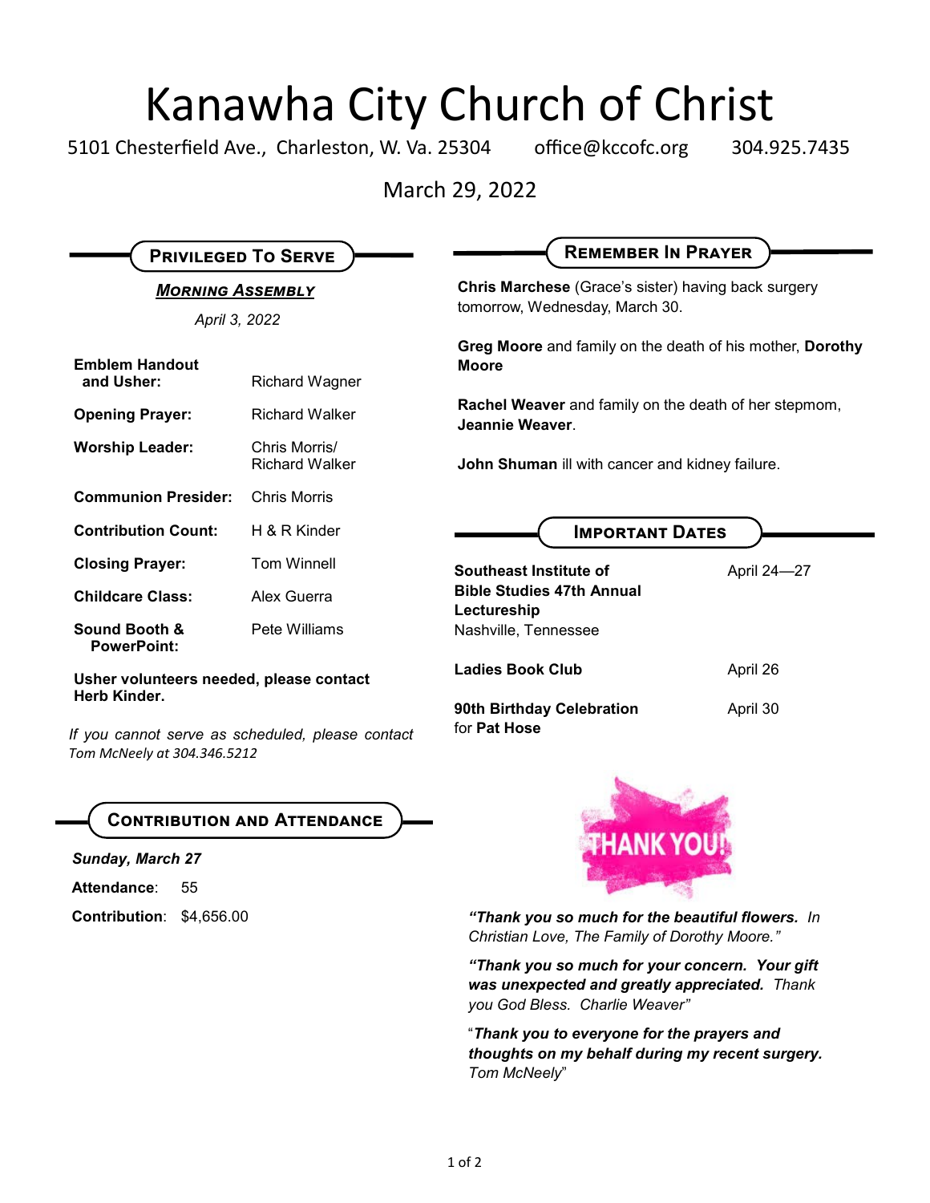# Kanawha City Church of Christ

5101 Chesterfield Ave., Charleston, W. Va. 25304 office@kccofc.org 304.925.7435

March 29, 2022

## Privileged To Serve

***Morning Assembly***

*April 3, 2022*

| | |
|---|---|
| **Emblem Handout and Usher:** | Richard Wagner |
| **Opening Prayer:** | Richard Walker |
| **Worship Leader:** | Chris Morris/ Richard Walker |
| **Communion Presider:** | Chris Morris |
| **Contribution Count:** | H & R Kinder |
| **Closing Prayer:** | Tom Winnell |
| **Childcare Class:** | Alex Guerra |
| **Sound Booth & PowerPoint:** | Pete Williams |

**Usher volunteers needed, please contact Herb Kinder.**

*If you cannot serve as scheduled, please contact Tom McNeely at 304.346.5212*

## Contribution and Attendance

***Sunday, March 27***

**Attendance**: 55

**Contribution**: $4,656.00

## Remember In Prayer

**Chris Marchese** (Grace's sister) having back surgery tomorrow, Wednesday, March 30.

**Greg Moore** and family on the death of his mother, **Dorothy Moore**

**Rachel Weaver** and family on the death of her stepmom, **Jeannie Weaver**.

**John Shuman** ill with cancer and kidney failure.

## Important Dates

| | |
|---|---|
| **Southeast Institute of Bible Studies 47th Annual Lectureship** Nashville, Tennessee | April 24—27 |
| **Ladies Book Club** | April 26 |
| **90th Birthday Celebration** for **Pat Hose** | April 30 |

THANK YOU!

***"Thank you so much for the beautiful flowers.*** *In Christian Love, The Family of Dorothy Moore."*

***"Thank you so much for your concern. Your gift was unexpected and greatly appreciated.*** *Thank you God Bless. Charlie Weaver"*

"***Thank you to everyone for the prayers and thoughts on my behalf during my recent surgery.*** *Tom McNeely*"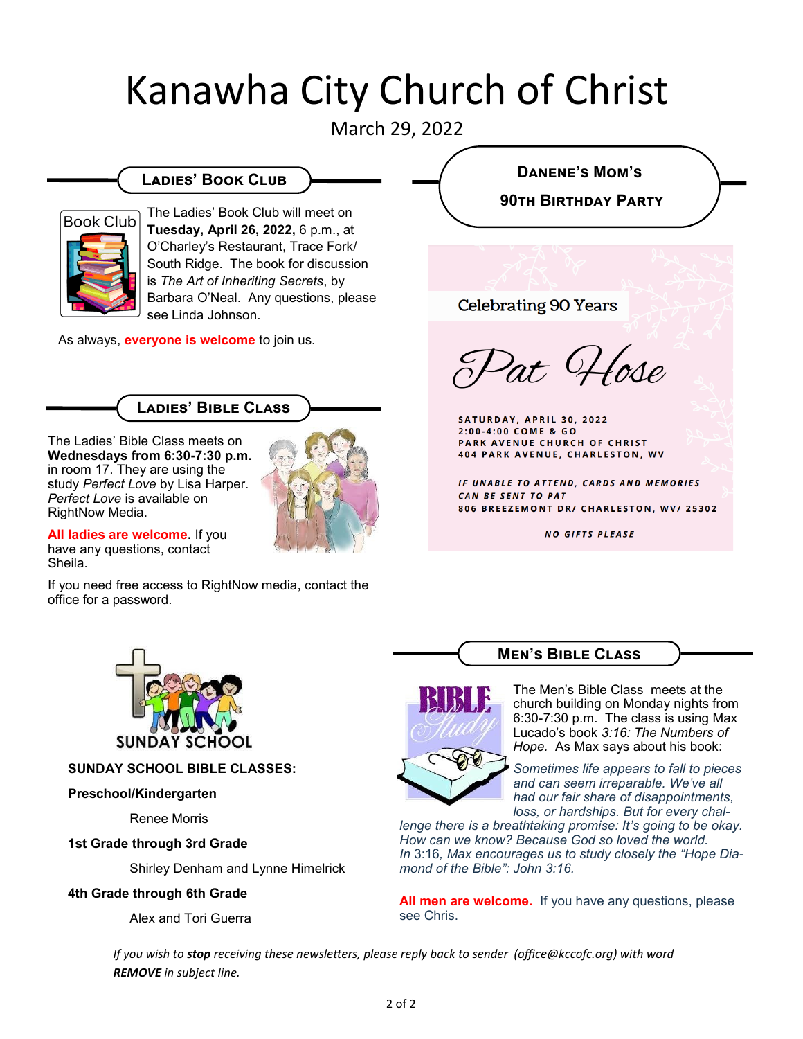# Kanawha City Church of Christ

March 29, 2022

## Ladies' Book Club

The Ladies' Book Club will meet on **Tuesday, April 26, 2022,** 6 p.m., at O'Charley's Restaurant, Trace Fork/ South Ridge. The book for discussion is *The Art of Inheriting Secrets*, by Barbara O'Neal. Any questions, please see Linda Johnson.

As always, **everyone is welcome** to join us.

## Ladies' Bible Class

The Ladies' Bible Class meets on **Wednesdays from 6:30-7:30 p.m.** in room 17. They are using the study *Perfect Love* by Lisa Harper. *Perfect Love* is available on RightNow Media.

**All ladies are welcome.** If you have any questions, contact Sheila.

If you need free access to RightNow media, contact the office for a password.

## Danene's Mom's 90th Birthday Party

Celebrating 90 Years

*Pat Hose*

SATURDAY, APRIL 30, 2022
2:00-4:00 COME & GO
PARK AVENUE CHURCH OF CHRIST
404 PARK AVENUE, CHARLESTON, WV

*IF UNABLE TO ATTEND, CARDS AND MEMORIES CAN BE SENT TO PAT*
806 BREEZEMONT DR/ CHARLESTON, WV/ 25302

*NO GIFTS PLEASE*

## Sunday School

**SUNDAY SCHOOL BIBLE CLASSES:**

**Preschool/Kindergarten**

Renee Morris

**1st Grade through 3rd Grade**

Shirley Denham and Lynne Himelrick

**4th Grade through 6th Grade**

Alex and Tori Guerra

## Men's Bible Class

The Men's Bible Class meets at the church building on Monday nights from 6:30-7:30 p.m. The class is using Max Lucado's book *3:16: The Numbers of Hope.* As Max says about his book:

*Sometimes life appears to fall to pieces and can seem irreparable. We've all had our fair share of disappointments, loss, or hardships. But for every challenge there is a breathtaking promise: It's going to be okay. How can we know? Because God so loved the world. In* 3:16*, Max encourages us to study closely the "Hope Diamond of the Bible": John 3:16.*

**All men are welcome.** If you have any questions, please see Chris.

*If you wish to **stop** receiving these newsletters, please reply back to sender (office@kccofc.org) with word **REMOVE** in subject line.*